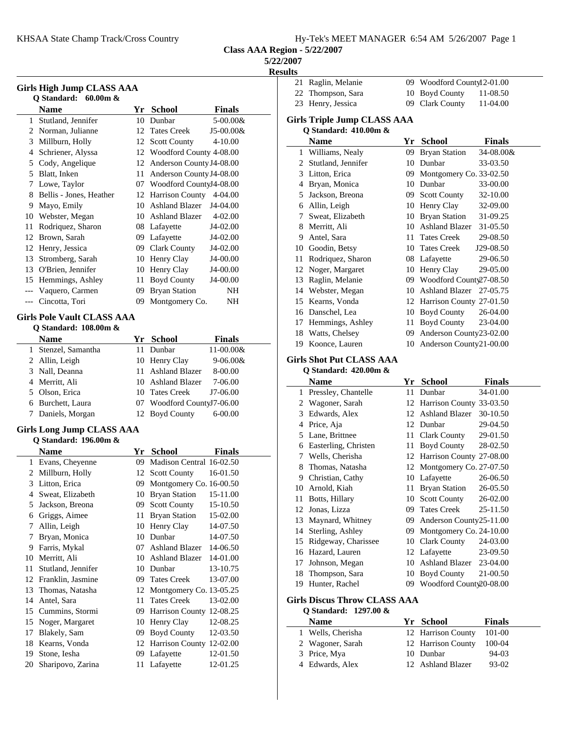## Class AAA Region - 5/22/2007

5/22/2007

**Results**

### Girls High Jump CLASS AAA

**Q Standard: 60.00m &**

| | Name | Yr | School | Finals |
|---|---|---|---|---|
| 1 | Stutland, Jennifer | 10 | Dunbar | 5-00.00& |
| 2 | Norman, Julianne | 12 | Tates Creek | J5-00.00& |
| 3 | Millburn, Holly | 12 | Scott County | 4-10.00 |
| 4 | Schriener, Alyssa | 12 | Woodford County | 4-08.00 |
| 5 | Cody, Angelique | 12 | Anderson County | J4-08.00 |
| 5 | Blatt, Inken | 11 | Anderson County | J4-08.00 |
| 7 | Lowe, Taylor | 07 | Woodford County | J4-08.00 |
| 8 | Bellis - Jones, Heather | 12 | Harrison County | 4-04.00 |
| 9 | Mayo, Emily | 10 | Ashland Blazer | J4-04.00 |
| 10 | Webster, Megan | 10 | Ashland Blazer | 4-02.00 |
| 11 | Rodriquez, Sharon | 08 | Lafayette | J4-02.00 |
| 12 | Brown, Sarah | 09 | Lafayette | J4-02.00 |
| 12 | Henry, Jessica | 09 | Clark County | J4-02.00 |
| 13 | Stromberg, Sarah | 10 | Henry Clay | J4-00.00 |
| 13 | O'Brien, Jennifer | 10 | Henry Clay | J4-00.00 |
| 15 | Hemmings, Ashley | 11 | Boyd County | J4-00.00 |
| --- | Vaquero, Carmen | 09 | Bryan Station | NH |
| --- | Cincotta, Tori | 09 | Montgomery Co. | NH |

### Girls Pole Vault CLASS AAA

**Q Standard: 108.00m &**

| | Name | Yr | School | Finals |
|---|---|---|---|---|
| 1 | Stenzel, Samantha | 11 | Dunbar | 11-00.00& |
| 2 | Allin, Leigh | 10 | Henry Clay | 9-06.00& |
| 3 | Nall, Deanna | 11 | Ashland Blazer | 8-00.00 |
| 4 | Merritt, Ali | 10 | Ashland Blazer | 7-06.00 |
| 5 | Olson, Erica | 10 | Tates Creek | J7-06.00 |
| 6 | Burchett, Laura | 07 | Woodford County | J7-06.00 |
| 7 | Daniels, Morgan | 12 | Boyd County | 6-00.00 |

### Girls Long Jump CLASS AAA

**Q Standard: 196.00m &**

| | Name | Yr | School | Finals |
|---|---|---|---|---|
| 1 | Evans, Cheyenne | 09 | Madison Central | 16-02.50 |
| 2 | Millburn, Holly | 12 | Scott County | 16-01.50 |
| 3 | Litton, Erica | 09 | Montgomery Co. | 16-00.50 |
| 4 | Sweat, Elizabeth | 10 | Bryan Station | 15-11.00 |
| 5 | Jackson, Breona | 09 | Scott County | 15-10.50 |
| 6 | Griggs, Aimee | 11 | Bryan Station | 15-02.00 |
| 7 | Allin, Leigh | 10 | Henry Clay | 14-07.50 |
| 7 | Bryan, Monica | 10 | Dunbar | 14-07.50 |
| 9 | Farris, Mykal | 07 | Ashland Blazer | 14-06.50 |
| 10 | Merritt, Ali | 10 | Ashland Blazer | 14-01.00 |
| 11 | Stutland, Jennifer | 10 | Dunbar | 13-10.75 |
| 12 | Franklin, Jasmine | 09 | Tates Creek | 13-07.00 |
| 13 | Thomas, Natasha | 12 | Montgomery Co. | 13-05.25 |
| 14 | Antel, Sara | 11 | Tates Creek | 13-02.00 |
| 15 | Cummins, Stormi | 09 | Harrison County | 12-08.25 |
| 15 | Noger, Margaret | 10 | Henry Clay | 12-08.25 |
| 17 | Blakely, Sam | 09 | Boyd County | 12-03.50 |
| 18 | Kearns, Vonda | 12 | Harrison County | 12-02.00 |
| 19 | Stone, Iesha | 09 | Lafayette | 12-01.50 |
| 20 | Sharipovo, Zarina | 11 | Lafayette | 12-01.25 |
| 21 | Raglin, Melanie | 09 | Woodford County | 12-01.00 |
| 22 | Thompson, Sara | 10 | Boyd County | 11-08.50 |
| 23 | Henry, Jessica | 09 | Clark County | 11-04.00 |

### Girls Triple Jump CLASS AAA

**Q Standard: 410.00m &**

| | Name | Yr | School | Finals |
|---|---|---|---|---|
| 1 | Williams, Nealy | 09 | Bryan Station | 34-08.00& |
| 2 | Stutland, Jennifer | 10 | Dunbar | 33-03.50 |
| 3 | Litton, Erica | 09 | Montgomery Co. | 33-02.50 |
| 4 | Bryan, Monica | 10 | Dunbar | 33-00.00 |
| 5 | Jackson, Breona | 09 | Scott County | 32-10.00 |
| 6 | Allin, Leigh | 10 | Henry Clay | 32-09.00 |
| 7 | Sweat, Elizabeth | 10 | Bryan Station | 31-09.25 |
| 8 | Merritt, Ali | 10 | Ashland Blazer | 31-05.50 |
| 9 | Antel, Sara | 11 | Tates Creek | 29-08.50 |
| 10 | Goodin, Betsy | 10 | Tates Creek | J29-08.50 |
| 11 | Rodriquez, Sharon | 08 | Lafayette | 29-06.50 |
| 12 | Noger, Margaret | 10 | Henry Clay | 29-05.00 |
| 13 | Raglin, Melanie | 09 | Woodford County | 27-08.50 |
| 14 | Webster, Megan | 10 | Ashland Blazer | 27-05.75 |
| 15 | Kearns, Vonda | 12 | Harrison County | 27-01.50 |
| 16 | Danschel, Lea | 10 | Boyd County | 26-04.00 |
| 17 | Hemmings, Ashley | 11 | Boyd County | 23-04.00 |
| 18 | Watts, Chelsey | 09 | Anderson County | 23-02.00 |
| 19 | Koonce, Lauren | 10 | Anderson County | 21-00.00 |

### Girls Shot Put CLASS AAA

**Q Standard: 420.00m &**

| | Name | Yr | School | Finals |
|---|---|---|---|---|
| 1 | Pressley, Chantelle | 11 | Dunbar | 34-01.00 |
| 2 | Wagoner, Sarah | 12 | Harrison County | 33-03.50 |
| 3 | Edwards, Alex | 12 | Ashland Blazer | 30-10.50 |
| 4 | Price, Aja | 12 | Dunbar | 29-04.50 |
| 5 | Lane, Brittnee | 11 | Clark County | 29-01.50 |
| 6 | Easterling, Christen | 11 | Boyd County | 28-02.50 |
| 7 | Wells, Cherisha | 12 | Harrison County | 27-08.00 |
| 8 | Thomas, Natasha | 12 | Montgomery Co. | 27-07.50 |
| 9 | Christian, Cathy | 10 | Lafayette | 26-06.50 |
| 10 | Arnold, Kiah | 11 | Bryan Station | 26-05.50 |
| 11 | Botts, Hillary | 10 | Scott County | 26-02.00 |
| 12 | Jonas, Lizza | 09 | Tates Creek | 25-11.50 |
| 13 | Maynard, Whitney | 09 | Anderson County | 25-11.00 |
| 14 | Sterling, Ashley | 09 | Montgomery Co. | 24-10.00 |
| 15 | Ridgeway, Charissee | 10 | Clark County | 24-03.00 |
| 16 | Hazard, Lauren | 12 | Lafayette | 23-09.50 |
| 17 | Johnson, Megan | 10 | Ashland Blazer | 23-04.00 |
| 18 | Thompson, Sara | 10 | Boyd County | 21-00.50 |
| 19 | Hunter, Rachel | 09 | Woodford County | 20-08.00 |

### Girls Discus Throw CLASS AAA

**Q Standard: 1297.00 &**

| | Name | Yr | School | Finals |
|---|---|---|---|---|
| 1 | Wells, Cherisha | 12 | Harrison County | 101-00 |
| 2 | Wagoner, Sarah | 12 | Harrison County | 100-04 |
| 3 | Price, Mya | 10 | Dunbar | 94-03 |
| 4 | Edwards, Alex | 12 | Ashland Blazer | 93-02 |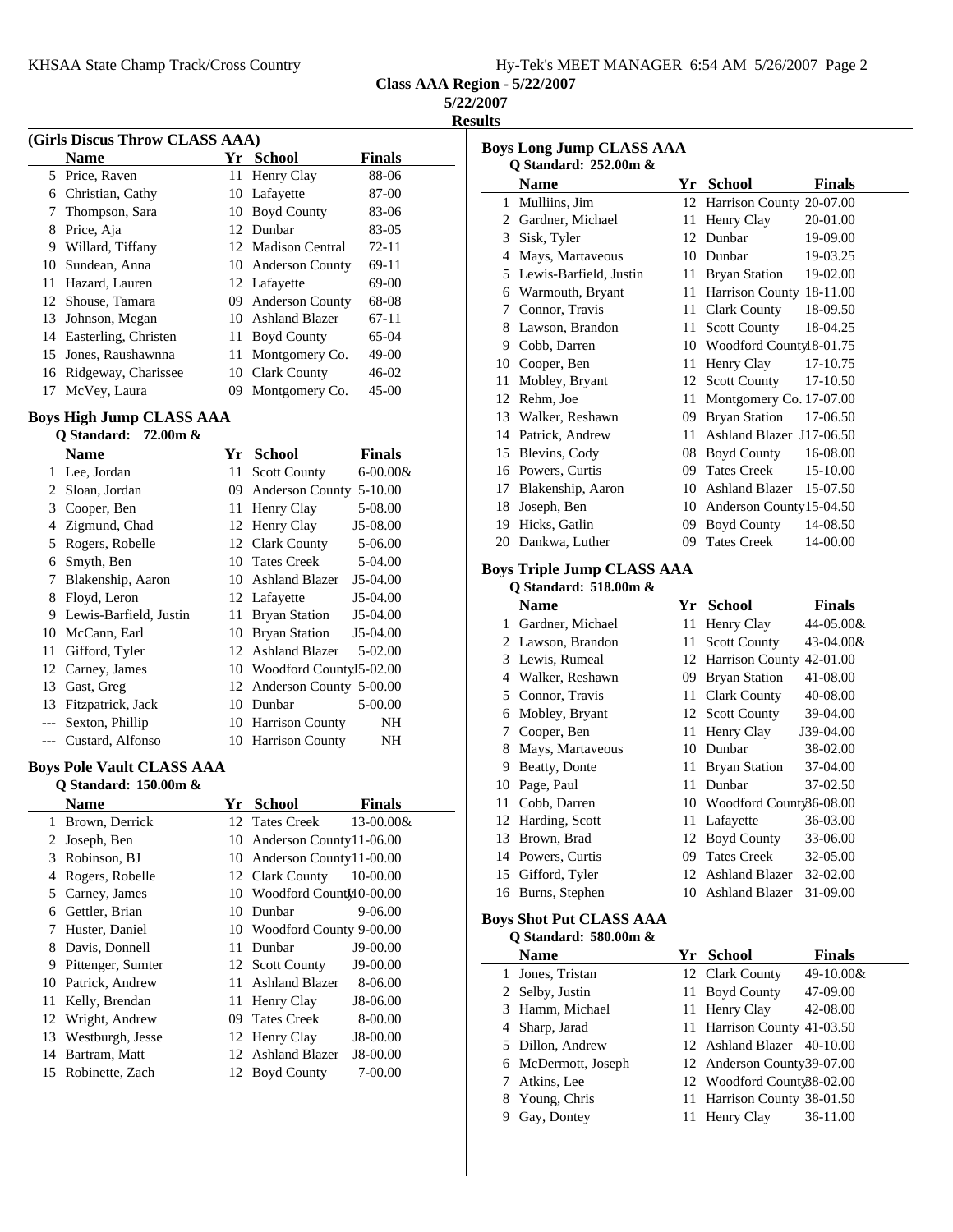KHSAA State Champ Track/Cross Country

Class AAA Region - 5/22/2007

5/22/2007

Results

### (Girls Discus Throw CLASS AAA)

| | Name | Yr | School | Finals |
|---|---|---|---|---|
| 5 | Price, Raven | 11 | Henry Clay | 88-06 |
| 6 | Christian, Cathy | 10 | Lafayette | 87-00 |
| 7 | Thompson, Sara | 10 | Boyd County | 83-06 |
| 8 | Price, Aja | 12 | Dunbar | 83-05 |
| 9 | Willard, Tiffany | 12 | Madison Central | 72-11 |
| 10 | Sundean, Anna | 10 | Anderson County | 69-11 |
| 11 | Hazard, Lauren | 12 | Lafayette | 69-00 |
| 12 | Shouse, Tamara | 09 | Anderson County | 68-08 |
| 13 | Johnson, Megan | 10 | Ashland Blazer | 67-11 |
| 14 | Easterling, Christen | 11 | Boyd County | 65-04 |
| 15 | Jones, Raushawnna | 11 | Montgomery Co. | 49-00 |
| 16 | Ridgeway, Charissee | 10 | Clark County | 46-02 |
| 17 | McVey, Laura | 09 | Montgomery Co. | 45-00 |

### Boys High Jump CLASS AAA

**Q Standard: 72.00m &**

| | Name | Yr | School | Finals |
|---|---|---|---|---|
| 1 | Lee, Jordan | 11 | Scott County | 6-00.00& |
| 2 | Sloan, Jordan | 09 | Anderson County | 5-10.00 |
| 3 | Cooper, Ben | 11 | Henry Clay | 5-08.00 |
| 4 | Zigmund, Chad | 12 | Henry Clay | J5-08.00 |
| 5 | Rogers, Robelle | 12 | Clark County | 5-06.00 |
| 6 | Smyth, Ben | 10 | Tates Creek | 5-04.00 |
| 7 | Blakenship, Aaron | 10 | Ashland Blazer | J5-04.00 |
| 8 | Floyd, Leron | 12 | Lafayette | J5-04.00 |
| 9 | Lewis-Barfield, Justin | 11 | Bryan Station | J5-04.00 |
| 10 | McCann, Earl | 10 | Bryan Station | J5-04.00 |
| 11 | Gifford, Tyler | 12 | Ashland Blazer | 5-02.00 |
| 12 | Carney, James | 10 | Woodford County | J5-02.00 |
| 13 | Gast, Greg | 12 | Anderson County | 5-00.00 |
| 13 | Fitzpatrick, Jack | 10 | Dunbar | 5-00.00 |
| --- | Sexton, Phillip | 10 | Harrison County | NH |
| --- | Custard, Alfonso | 10 | Harrison County | NH |

### Boys Pole Vault CLASS AAA

**Q Standard: 150.00m &**

| | Name | Yr | School | Finals |
|---|---|---|---|---|
| 1 | Brown, Derrick | 12 | Tates Creek | 13-00.00& |
| 2 | Joseph, Ben | 10 | Anderson County | 11-06.00 |
| 3 | Robinson, BJ | 10 | Anderson County | 11-00.00 |
| 4 | Rogers, Robelle | 12 | Clark County | 10-00.00 |
| 5 | Carney, James | 10 | Woodford County | J10-00.00 |
| 6 | Gettler, Brian | 10 | Dunbar | 9-06.00 |
| 7 | Huster, Daniel | 10 | Woodford County | 9-00.00 |
| 8 | Davis, Donnell | 11 | Dunbar | J9-00.00 |
| 9 | Pittenger, Sumter | 12 | Scott County | J9-00.00 |
| 10 | Patrick, Andrew | 11 | Ashland Blazer | 8-06.00 |
| 11 | Kelly, Brendan | 11 | Henry Clay | J8-06.00 |
| 12 | Wright, Andrew | 09 | Tates Creek | 8-00.00 |
| 13 | Westburgh, Jesse | 12 | Henry Clay | J8-00.00 |
| 14 | Bartram, Matt | 12 | Ashland Blazer | J8-00.00 |
| 15 | Robinette, Zach | 12 | Boyd County | 7-00.00 |

### Boys Long Jump CLASS AAA

**Q Standard: 252.00m &**

| | Name | Yr | School | Finals |
|---|---|---|---|---|
| 1 | Mulliins, Jim | 12 | Harrison County | 20-07.00 |
| 2 | Gardner, Michael | 11 | Henry Clay | 20-01.00 |
| 3 | Sisk, Tyler | 12 | Dunbar | 19-09.00 |
| 4 | Mays, Martaveous | 10 | Dunbar | 19-03.25 |
| 5 | Lewis-Barfield, Justin | 11 | Bryan Station | 19-02.00 |
| 6 | Warmouth, Bryant | 11 | Harrison County | 18-11.00 |
| 7 | Connor, Travis | 11 | Clark County | 18-09.50 |
| 8 | Lawson, Brandon | 11 | Scott County | 18-04.25 |
| 9 | Cobb, Darren | 10 | Woodford County | 18-01.75 |
| 10 | Cooper, Ben | 11 | Henry Clay | 17-10.75 |
| 11 | Mobley, Bryant | 12 | Scott County | 17-10.50 |
| 12 | Rehm, Joe | 11 | Montgomery Co. | 17-07.00 |
| 13 | Walker, Reshawn | 09 | Bryan Station | 17-06.50 |
| 14 | Patrick, Andrew | 11 | Ashland Blazer | J17-06.50 |
| 15 | Blevins, Cody | 08 | Boyd County | 16-08.00 |
| 16 | Powers, Curtis | 09 | Tates Creek | 15-10.00 |
| 17 | Blakenship, Aaron | 10 | Ashland Blazer | 15-07.50 |
| 18 | Joseph, Ben | 10 | Anderson County | 15-04.50 |
| 19 | Hicks, Gatlin | 09 | Boyd County | 14-08.50 |
| 20 | Dankwa, Luther | 09 | Tates Creek | 14-00.00 |

### Boys Triple Jump CLASS AAA

**Q Standard: 518.00m &**

| | Name | Yr | School | Finals |
|---|---|---|---|---|
| 1 | Gardner, Michael | 11 | Henry Clay | 44-05.00& |
| 2 | Lawson, Brandon | 11 | Scott County | 43-04.00& |
| 3 | Lewis, Rumeal | 12 | Harrison County | 42-01.00 |
| 4 | Walker, Reshawn | 09 | Bryan Station | 41-08.00 |
| 5 | Connor, Travis | 11 | Clark County | 40-08.00 |
| 6 | Mobley, Bryant | 12 | Scott County | 39-04.00 |
| 7 | Cooper, Ben | 11 | Henry Clay | J39-04.00 |
| 8 | Mays, Martaveous | 10 | Dunbar | 38-02.00 |
| 9 | Beatty, Donte | 11 | Bryan Station | 37-04.00 |
| 10 | Page, Paul | 11 | Dunbar | 37-02.50 |
| 11 | Cobb, Darren | 10 | Woodford County | 36-08.00 |
| 12 | Harding, Scott | 11 | Lafayette | 36-03.00 |
| 13 | Brown, Brad | 12 | Boyd County | 33-06.00 |
| 14 | Powers, Curtis | 09 | Tates Creek | 32-05.00 |
| 15 | Gifford, Tyler | 12 | Ashland Blazer | 32-02.00 |
| 16 | Burns, Stephen | 10 | Ashland Blazer | 31-09.00 |

### Boys Shot Put CLASS AAA

**Q Standard: 580.00m &**

| | Name | Yr | School | Finals |
|---|---|---|---|---|
| 1 | Jones, Tristan | 12 | Clark County | 49-10.00& |
| 2 | Selby, Justin | 11 | Boyd County | 47-09.00 |
| 3 | Hamm, Michael | 11 | Henry Clay | 42-08.00 |
| 4 | Sharp, Jarad | 11 | Harrison County | 41-03.50 |
| 5 | Dillon, Andrew | 12 | Ashland Blazer | 40-10.00 |
| 6 | McDermott, Joseph | 12 | Anderson County | 39-07.00 |
| 7 | Atkins, Lee | 12 | Woodford County | 38-02.00 |
| 8 | Young, Chris | 11 | Harrison County | 38-01.50 |
| 9 | Gay, Dontey | 11 | Henry Clay | 36-11.00 |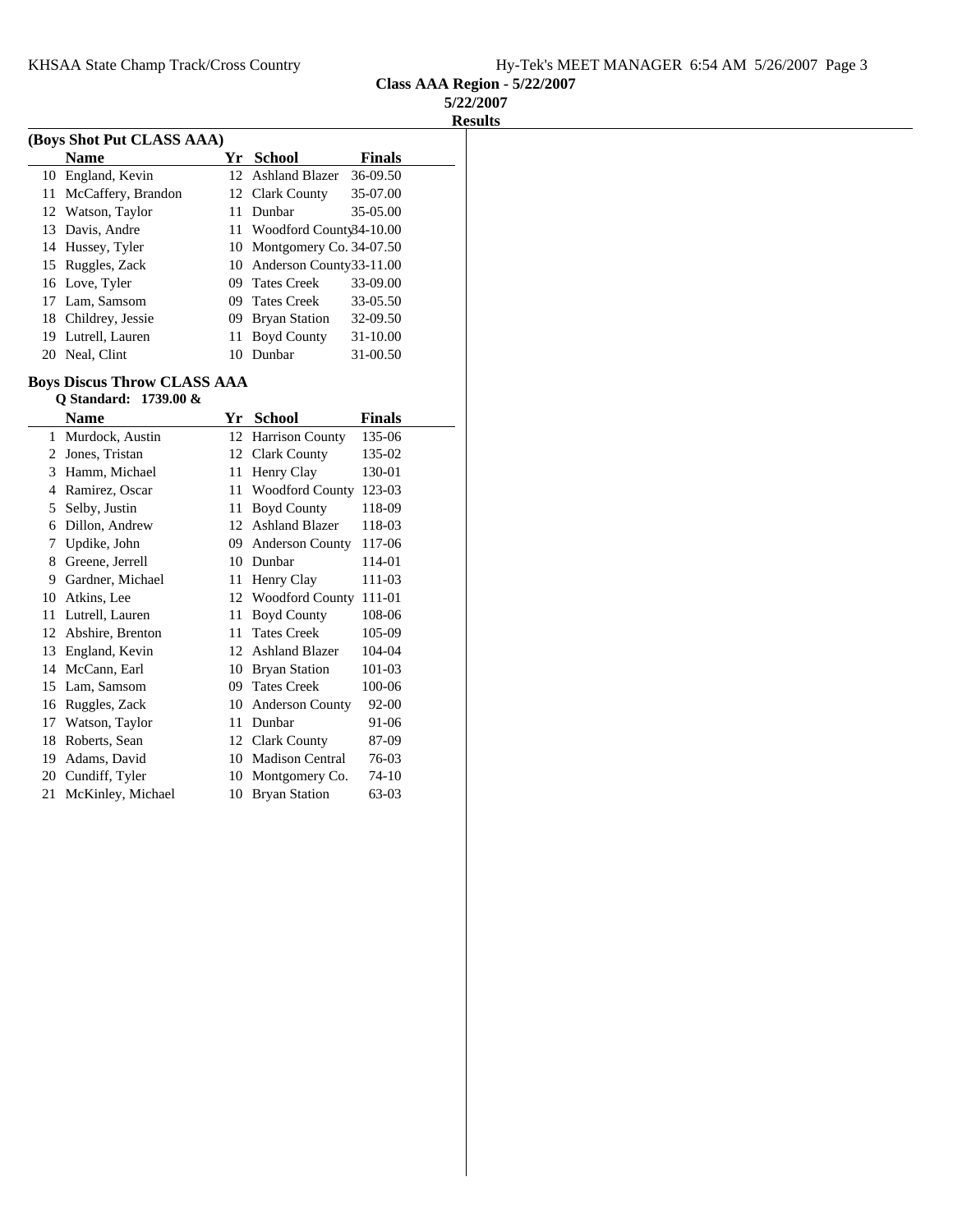**Class AAA Region - 5/22/2007**

**5/22/2007**

**Results**

### (Boys Shot Put CLASS AAA)

| | Name | Yr | School | Finals |
|---|---|---|---|---|
| 10 | England, Kevin | 12 | Ashland Blazer | 36-09.50 |
| 11 | McCaffery, Brandon | 12 | Clark County | 35-07.00 |
| 12 | Watson, Taylor | 11 | Dunbar | 35-05.00 |
| 13 | Davis, Andre | 11 | Woodford County | 34-10.00 |
| 14 | Hussey, Tyler | 10 | Montgomery Co. | 34-07.50 |
| 15 | Ruggles, Zack | 10 | Anderson County | 33-11.00 |
| 16 | Love, Tyler | 09 | Tates Creek | 33-09.00 |
| 17 | Lam, Samsom | 09 | Tates Creek | 33-05.50 |
| 18 | Childrey, Jessie | 09 | Bryan Station | 32-09.50 |
| 19 | Lutrell, Lauren | 11 | Boyd County | 31-10.00 |
| 20 | Neal, Clint | 10 | Dunbar | 31-00.50 |

### Boys Discus Throw CLASS AAA

**Q Standard: 1739.00 &**

| | Name | Yr | School | Finals |
|---|---|---|---|---|
| 1 | Murdock, Austin | 12 | Harrison County | 135-06 |
| 2 | Jones, Tristan | 12 | Clark County | 135-02 |
| 3 | Hamm, Michael | 11 | Henry Clay | 130-01 |
| 4 | Ramirez, Oscar | 11 | Woodford County | 123-03 |
| 5 | Selby, Justin | 11 | Boyd County | 118-09 |
| 6 | Dillon, Andrew | 12 | Ashland Blazer | 118-03 |
| 7 | Updike, John | 09 | Anderson County | 117-06 |
| 8 | Greene, Jerrell | 10 | Dunbar | 114-01 |
| 9 | Gardner, Michael | 11 | Henry Clay | 111-03 |
| 10 | Atkins, Lee | 12 | Woodford County | 111-01 |
| 11 | Lutrell, Lauren | 11 | Boyd County | 108-06 |
| 12 | Abshire, Brenton | 11 | Tates Creek | 105-09 |
| 13 | England, Kevin | 12 | Ashland Blazer | 104-04 |
| 14 | McCann, Earl | 10 | Bryan Station | 101-03 |
| 15 | Lam, Samsom | 09 | Tates Creek | 100-06 |
| 16 | Ruggles, Zack | 10 | Anderson County | 92-00 |
| 17 | Watson, Taylor | 11 | Dunbar | 91-06 |
| 18 | Roberts, Sean | 12 | Clark County | 87-09 |
| 19 | Adams, David | 10 | Madison Central | 76-03 |
| 20 | Cundiff, Tyler | 10 | Montgomery Co. | 74-10 |
| 21 | McKinley, Michael | 10 | Bryan Station | 63-03 |